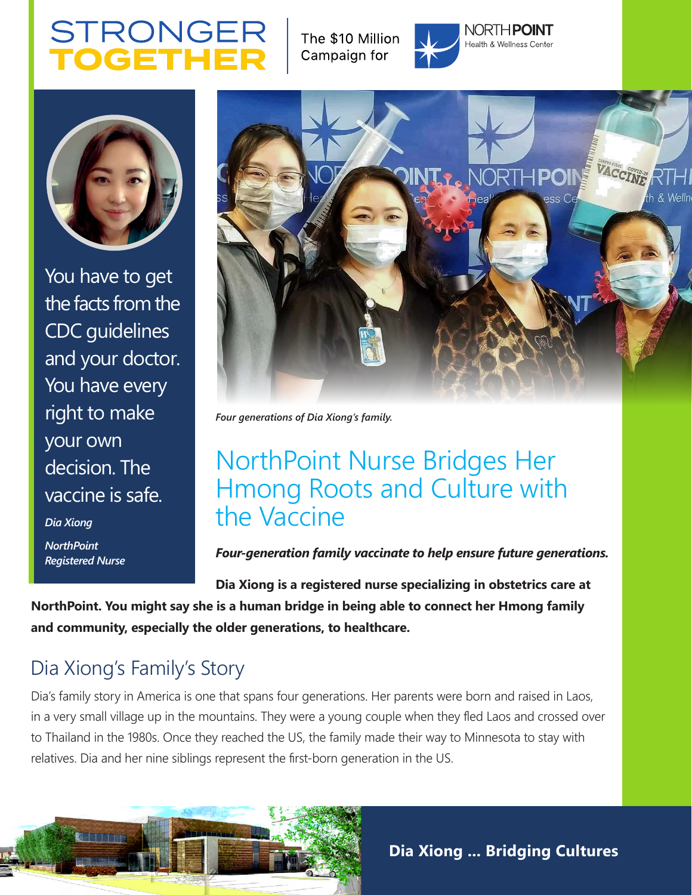# STRONGER TOGETHER

The $10 Million Campaign for NORTHPOINT Health & Wellness Center

> You have to get the facts from the CDC guidelines and your doctor. You have every right to make your own decision. The vaccine is safe.
>
> *Dia Xiong*
>
> *NorthPoint Registered Nurse*

*Four generations of Dia Xiong's family.*

## NorthPoint Nurse Bridges Her Hmong Roots and Culture with the Vaccine

***Four-generation family vaccinate to help ensure future generations.***

**Dia Xiong is a registered nurse specializing in obstetrics care at NorthPoint. You might say she is a human bridge in being able to connect her Hmong family and community, especially the older generations, to healthcare.**

### Dia Xiong's Family's Story

Dia's family story in America is one that spans four generations. Her parents were born and raised in Laos, in a very small village up in the mountains. They were a young couple when they fled Laos and crossed over to Thailand in the 1980s. Once they reached the US, the family made their way to Minnesota to stay with relatives. Dia and her nine siblings represent the first-born generation in the US.

**Dia Xiong ... Bridging Cultures**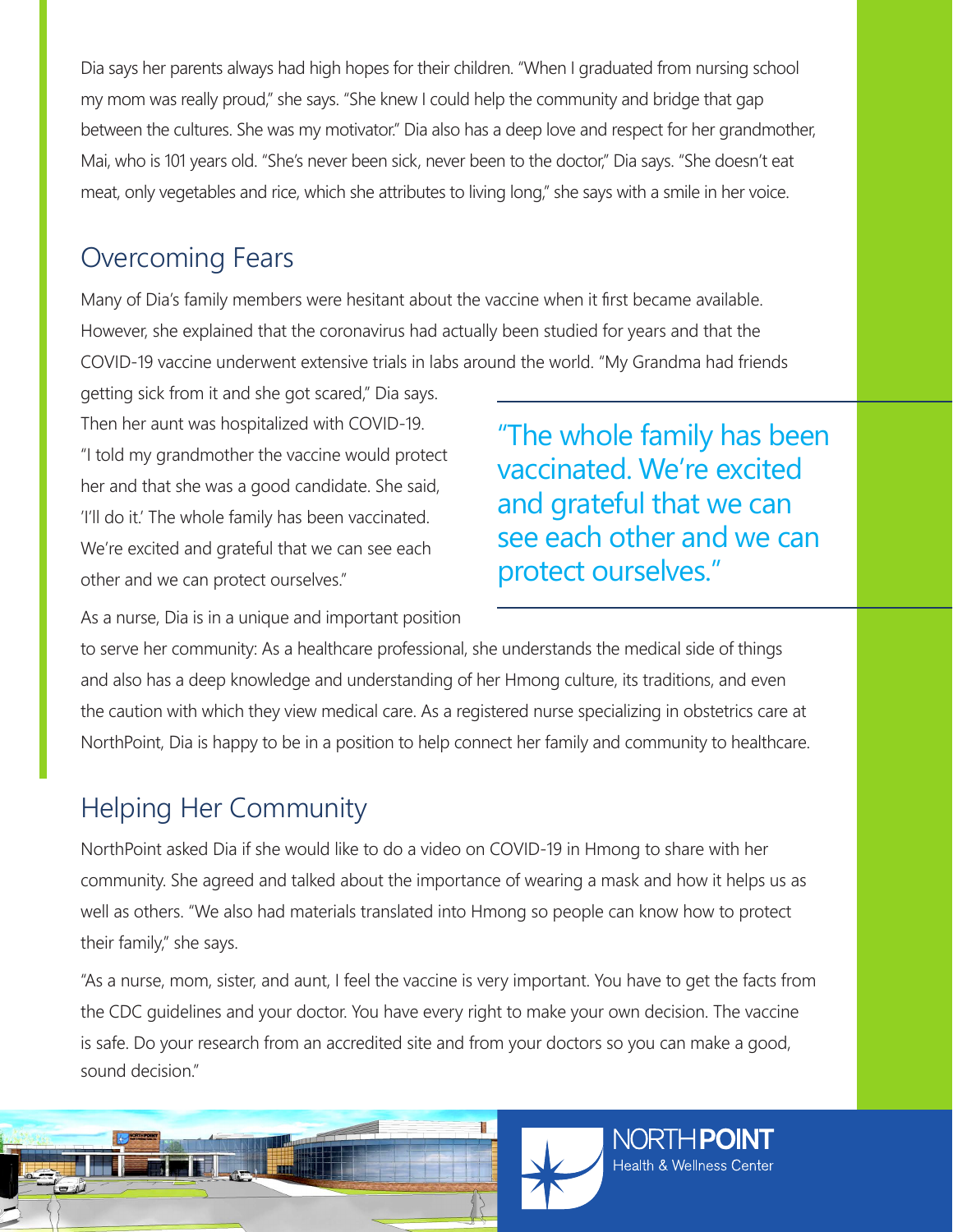Dia says her parents always had high hopes for their children. "When I graduated from nursing school my mom was really proud," she says. "She knew I could help the community and bridge that gap between the cultures. She was my motivator." Dia also has a deep love and respect for her grandmother, Mai, who is 101 years old. "She's never been sick, never been to the doctor," Dia says. "She doesn't eat meat, only vegetables and rice, which she attributes to living long," she says with a smile in her voice.

## Overcoming Fears

Many of Dia's family members were hesitant about the vaccine when it first became available. However, she explained that the coronavirus had actually been studied for years and that the COVID-19 vaccine underwent extensive trials in labs around the world. "My Grandma had friends getting sick from it and she got scared," Dia says. Then her aunt was hospitalized with COVID-19. "I told my grandmother the vaccine would protect her and that she was a good candidate. She said, 'I'll do it.' The whole family has been vaccinated. We're excited and grateful that we can see each other and we can protect ourselves."

> "The whole family has been vaccinated. We're excited and grateful that we can see each other and we can protect ourselves."

As a nurse, Dia is in a unique and important position to serve her community: As a healthcare professional, she understands the medical side of things and also has a deep knowledge and understanding of her Hmong culture, its traditions, and even the caution with which they view medical care. As a registered nurse specializing in obstetrics care at NorthPoint, Dia is happy to be in a position to help connect her family and community to healthcare.

## Helping Her Community

NorthPoint asked Dia if she would like to do a video on COVID-19 in Hmong to share with her community. She agreed and talked about the importance of wearing a mask and how it helps us as well as others. "We also had materials translated into Hmong so people can know how to protect their family," she says.

"As a nurse, mom, sister, and aunt, I feel the vaccine is very important. You have to get the facts from the CDC guidelines and your doctor. You have every right to make your own decision. The vaccine is safe. Do your research from an accredited site and from your doctors so you can make a good, sound decision."

NORTHPOINT
Health & Wellness Center